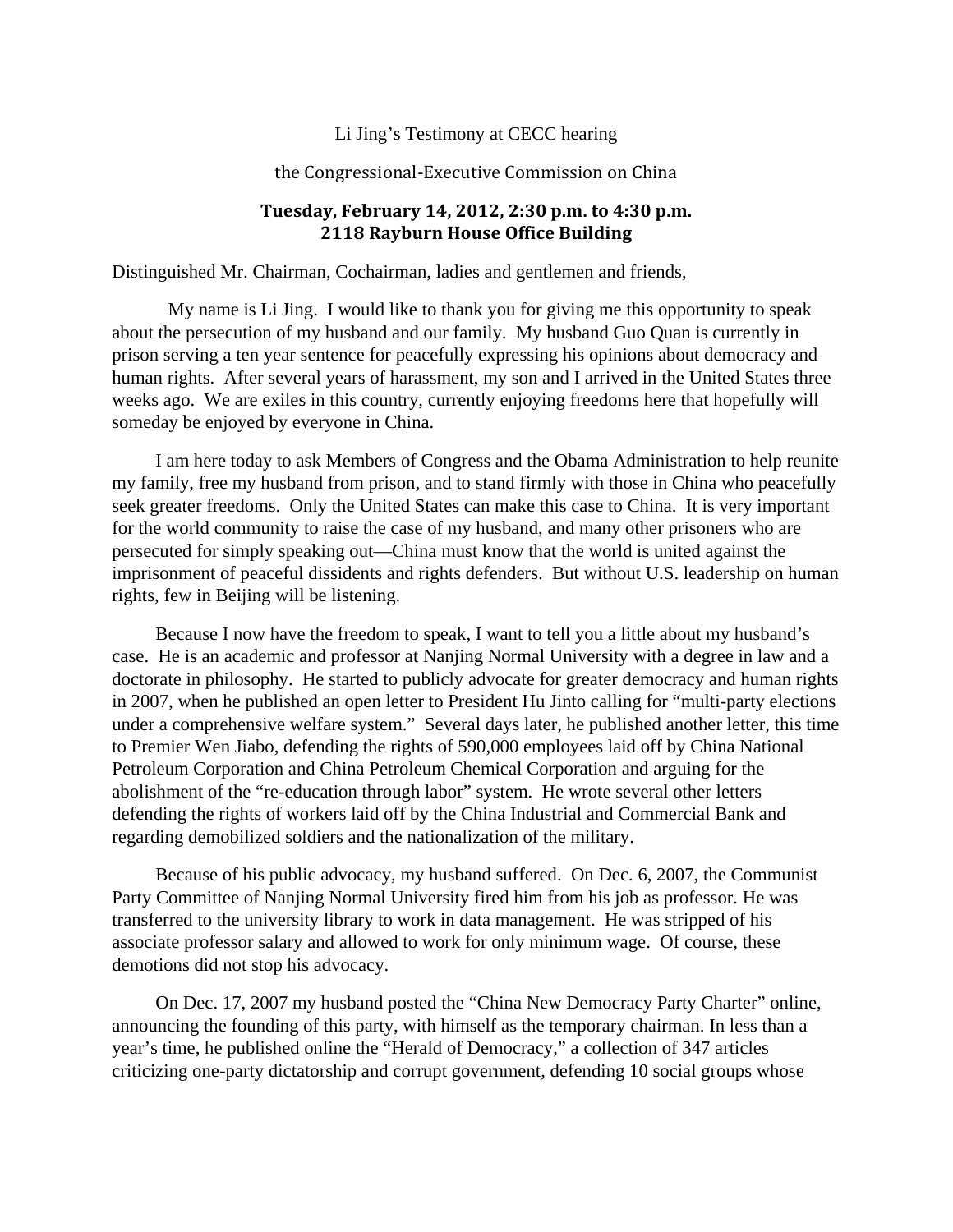Li Jing's Testimony at CECC hearing

the Congressional-Executive Commission on China

**Tuesday, February 14, 2012, 2:30 p.m. to 4:30 p.m.**
**2118 Rayburn House Office Building**

Distinguished Mr. Chairman, Cochairman, ladies and gentlemen and friends,

My name is Li Jing. I would like to thank you for giving me this opportunity to speak about the persecution of my husband and our family. My husband Guo Quan is currently in prison serving a ten year sentence for peacefully expressing his opinions about democracy and human rights. After several years of harassment, my son and I arrived in the United States three weeks ago. We are exiles in this country, currently enjoying freedoms here that hopefully will someday be enjoyed by everyone in China.

I am here today to ask Members of Congress and the Obama Administration to help reunite my family, free my husband from prison, and to stand firmly with those in China who peacefully seek greater freedoms. Only the United States can make this case to China. It is very important for the world community to raise the case of my husband, and many other prisoners who are persecuted for simply speaking out—China must know that the world is united against the imprisonment of peaceful dissidents and rights defenders. But without U.S. leadership on human rights, few in Beijing will be listening.

Because I now have the freedom to speak, I want to tell you a little about my husband's case. He is an academic and professor at Nanjing Normal University with a degree in law and a doctorate in philosophy. He started to publicly advocate for greater democracy and human rights in 2007, when he published an open letter to President Hu Jinto calling for "multi-party elections under a comprehensive welfare system." Several days later, he published another letter, this time to Premier Wen Jiabo, defending the rights of 590,000 employees laid off by China National Petroleum Corporation and China Petroleum Chemical Corporation and arguing for the abolishment of the "re-education through labor" system. He wrote several other letters defending the rights of workers laid off by the China Industrial and Commercial Bank and regarding demobilized soldiers and the nationalization of the military.

Because of his public advocacy, my husband suffered. On Dec. 6, 2007, the Communist Party Committee of Nanjing Normal University fired him from his job as professor. He was transferred to the university library to work in data management. He was stripped of his associate professor salary and allowed to work for only minimum wage. Of course, these demotions did not stop his advocacy.

On Dec. 17, 2007 my husband posted the "China New Democracy Party Charter" online, announcing the founding of this party, with himself as the temporary chairman. In less than a year's time, he published online the "Herald of Democracy," a collection of 347 articles criticizing one-party dictatorship and corrupt government, defending 10 social groups whose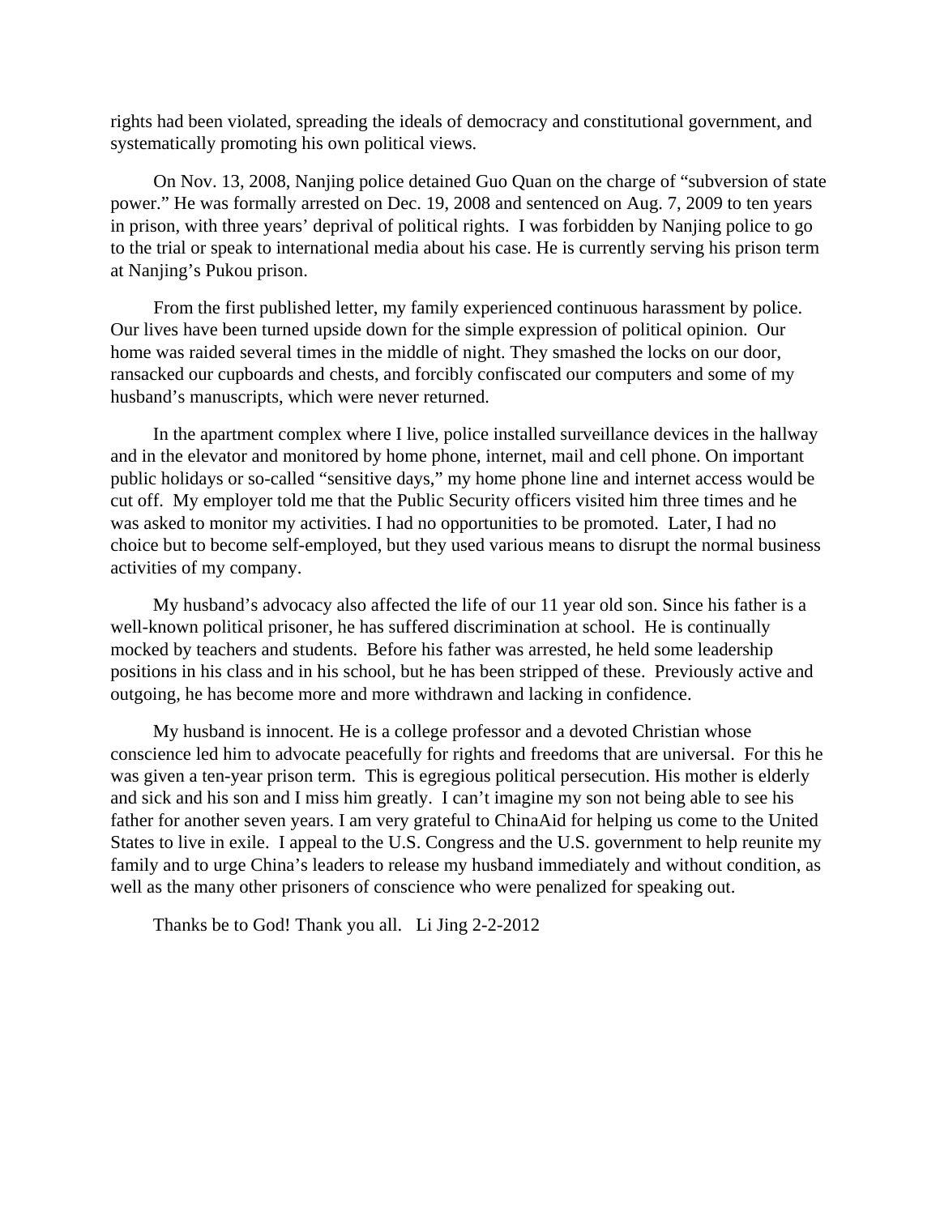rights had been violated, spreading the ideals of democracy and constitutional government, and systematically promoting his own political views.

On Nov. 13, 2008, Nanjing police detained Guo Quan on the charge of "subversion of state power." He was formally arrested on Dec. 19, 2008 and sentenced on Aug. 7, 2009 to ten years in prison, with three years' deprival of political rights. I was forbidden by Nanjing police to go to the trial or speak to international media about his case. He is currently serving his prison term at Nanjing's Pukou prison.

From the first published letter, my family experienced continuous harassment by police. Our lives have been turned upside down for the simple expression of political opinion. Our home was raided several times in the middle of night. They smashed the locks on our door, ransacked our cupboards and chests, and forcibly confiscated our computers and some of my husband's manuscripts, which were never returned.

In the apartment complex where I live, police installed surveillance devices in the hallway and in the elevator and monitored by home phone, internet, mail and cell phone. On important public holidays or so-called "sensitive days," my home phone line and internet access would be cut off. My employer told me that the Public Security officers visited him three times and he was asked to monitor my activities. I had no opportunities to be promoted. Later, I had no choice but to become self-employed, but they used various means to disrupt the normal business activities of my company.

My husband's advocacy also affected the life of our 11 year old son. Since his father is a well-known political prisoner, he has suffered discrimination at school. He is continually mocked by teachers and students. Before his father was arrested, he held some leadership positions in his class and in his school, but he has been stripped of these. Previously active and outgoing, he has become more and more withdrawn and lacking in confidence.

My husband is innocent. He is a college professor and a devoted Christian whose conscience led him to advocate peacefully for rights and freedoms that are universal. For this he was given a ten-year prison term. This is egregious political persecution. His mother is elderly and sick and his son and I miss him greatly. I can't imagine my son not being able to see his father for another seven years. I am very grateful to ChinaAid for helping us come to the United States to live in exile. I appeal to the U.S. Congress and the U.S. government to help reunite my family and to urge China's leaders to release my husband immediately and without condition, as well as the many other prisoners of conscience who were penalized for speaking out.

Thanks be to God! Thank you all. Li Jing 2-2-2012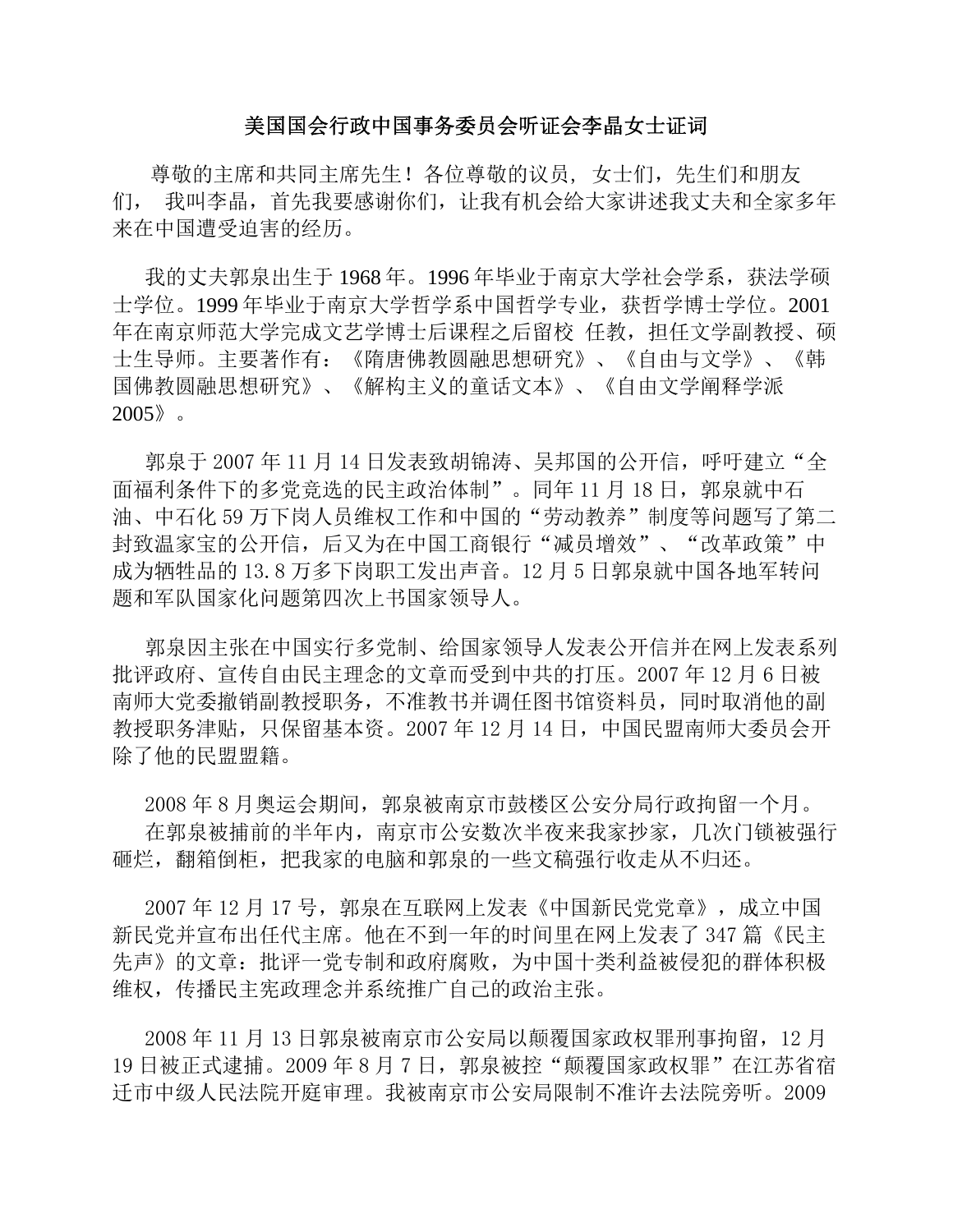# 美国国会行政中国事务委员会听证会李晶女士证词

尊敬的主席和共同主席先生！各位尊敬的议员， 女士们，先生们和朋友们， 我叫李晶，首先我要感谢你们，让我有机会给大家讲述我丈夫和全家多年来在中国遭受迫害的经历。

我的丈夫郭泉出生于 1968 年。1996 年毕业于南京大学社会学系，获法学硕士学位。1999 年毕业于南京大学哲学系中国哲学专业，获哲学博士学位。2001 年在南京师范大学完成文艺学博士后课程之后留校 任教，担任文学副教授、硕士生导师。主要著作有：《隋唐佛教圆融思想研究》、《自由与文学》、《韩国佛教圆融思想研究》、《解构主义的童话文本》、《自由文学阐释学派 2005》。

郭泉于 2007 年 11 月 14 日发表致胡锦涛、吴邦国的公开信，呼吁建立"全面福利条件下的多党竞选的民主政治体制"。同年 11 月 18 日，郭泉就中石油、中石化 59 万下岗人员维权工作和中国的"劳动教养"制度等问题写了第二封致温家宝的公开信，后又为在中国工商银行"减员增效"、"改革政策"中成为牺牲品的 13.8 万多下岗职工发出声音。12 月 5 日郭泉就中国各地军转问题和军队国家化问题第四次上书国家领导人。

郭泉因主张在中国实行多党制、给国家领导人发表公开信并在网上发表系列批评政府、宣传自由民主理念的文章而受到中共的打压。2007 年 12 月 6 日被南师大党委撤销副教授职务，不准教书并调任图书馆资料员，同时取消他的副教授职务津贴，只保留基本资。2007 年 12 月 14 日，中国民盟南师大委员会开除了他的民盟盟籍。

2008 年 8 月奥运会期间，郭泉被南京市鼓楼区公安分局行政拘留一个月。在郭泉被捕前的半年内，南京市公安数次半夜来我家抄家，几次门锁被强行砸烂，翻箱倒柜，把我家的电脑和郭泉的一些文稿强行收走从不归还。

2007 年 12 月 17 号，郭泉在互联网上发表《中国新民党党章》，成立中国新民党并宣布出任代主席。他在不到一年的时间里在网上发表了 347 篇《民主先声》的文章：批评一党专制和政府腐败，为中国十类利益被侵犯的群体积极维权，传播民主宪政理念并系统推广自己的政治主张。

2008 年 11 月 13 日郭泉被南京市公安局以颠覆国家政权罪刑事拘留，12 月 19 日被正式逮捕。2009 年 8 月 7 日，郭泉被控"颠覆国家政权罪"在江苏省宿迁市中级人民法院开庭审理。我被南京市公安局限制不准许去法院旁听。2009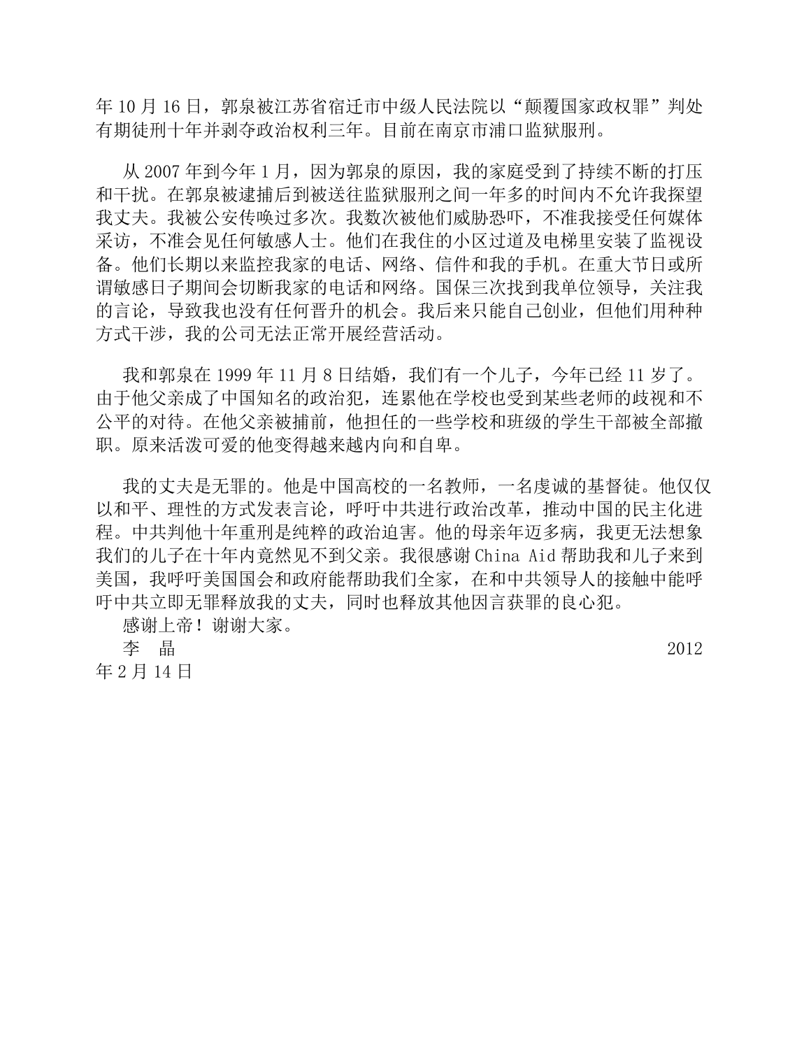年 10 月 16 日，郭泉被江苏省宿迁市中级人民法院以“颠覆国家政权罪”判处有期徒刑十年并剥夺政治权利三年。目前在南京市浦口监狱服刑。

从 2007 年到今年 1 月，因为郭泉的原因，我的家庭受到了持续不断的打压和干扰。在郭泉被逮捕后到被送往监狱服刑之间一年多的时间内不允许我探望我丈夫。我被公安传唤过多次。我数次被他们威胁恐吓，不准我接受任何媒体采访，不准会见任何敏感人士。他们在我住的小区过道及电梯里安装了监视设备。他们长期以来监控我家的电话、网络、信件和我的手机。在重大节日或所谓敏感日子期间会切断我家的电话和网络。国保三次找到我单位领导，关注我的言论，导致我也没有任何晋升的机会。我后来只能自己创业，但他们用种种方式干涉，我的公司无法正常开展经营活动。

我和郭泉在 1999 年 11 月 8 日结婚，我们有一个儿子，今年已经 11 岁了。由于他父亲成了中国知名的政治犯，连累他在学校也受到某些老师的歧视和不公平的对待。在他父亲被捕前，他担任的一些学校和班级的学生干部被全部撤职。原来活泼可爱的他变得越来越内向和自卑。

我的丈夫是无罪的。他是中国高校的一名教师，一名虔诚的基督徒。他仅仅以和平、理性的方式发表言论，呼吁中共进行政治改革，推动中国的民主化进程。中共判他十年重刑是纯粹的政治迫害。他的母亲年迈多病，我更无法想象我们的儿子在十年内竟然见不到父亲。我很感谢 China Aid 帮助我和儿子来到美国，我呼吁美国国会和政府能帮助我们全家，在和中共领导人的接触中能呼吁中共立即无罪释放我的丈夫，同时也释放其他因言获罪的良心犯。

感谢上帝！谢谢大家。

李　晶　2012 年 2 月 14 日